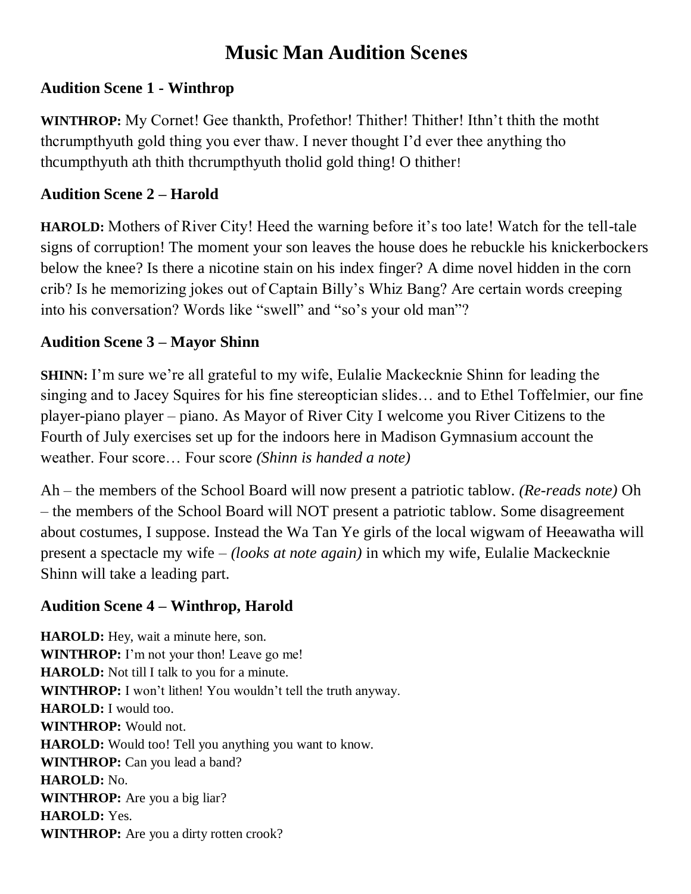# Music Man Audition Scenes

## Audition Scene 1 - Winthrop

**WINTHROP:** My Cornet! Gee thankth, Profethor! Thither! Thither! Ithn't thith the motht thcrumpthyuth gold thing you ever thaw. I never thought I'd ever thee anything tho thcumpthyuth ath thith thcrumpthyuth tholid gold thing! O thither!

## Audition Scene 2 – Harold

**HAROLD:** Mothers of River City! Heed the warning before it's too late! Watch for the tell-tale signs of corruption! The moment your son leaves the house does he rebuckle his knickerbockers below the knee? Is there a nicotine stain on his index finger? A dime novel hidden in the corn crib? Is he memorizing jokes out of Captain Billy's Whiz Bang? Are certain words creeping into his conversation? Words like "swell" and "so's your old man"?

## Audition Scene 3 – Mayor Shinn

**SHINN:** I'm sure we're all grateful to my wife, Eulalie Mackecknie Shinn for leading the singing and to Jacey Squires for his fine stereoptician slides… and to Ethel Toffelmier, our fine player-piano player – piano. As Mayor of River City I welcome you River Citizens to the Fourth of July exercises set up for the indoors here in Madison Gymnasium account the weather. Four score… Four score *(Shinn is handed a note)*

Ah – the members of the School Board will now present a patriotic tablow. *(Re-reads note)* Oh – the members of the School Board will NOT present a patriotic tablow. Some disagreement about costumes, I suppose. Instead the Wa Tan Ye girls of the local wigwam of Heeawatha will present a spectacle my wife – *(looks at note again)* in which my wife, Eulalie Mackecknie Shinn will take a leading part.

## Audition Scene 4 – Winthrop, Harold

**HAROLD:** Hey, wait a minute here, son.
**WINTHROP:** I'm not your thon! Leave go me!
**HAROLD:** Not till I talk to you for a minute.
**WINTHROP:** I won't lithen! You wouldn't tell the truth anyway.
**HAROLD:** I would too.
**WINTHROP:** Would not.
**HAROLD:** Would too! Tell you anything you want to know.
**WINTHROP:** Can you lead a band?
**HAROLD:** No.
**WINTHROP:** Are you a big liar?
**HAROLD:** Yes.
**WINTHROP:** Are you a dirty rotten crook?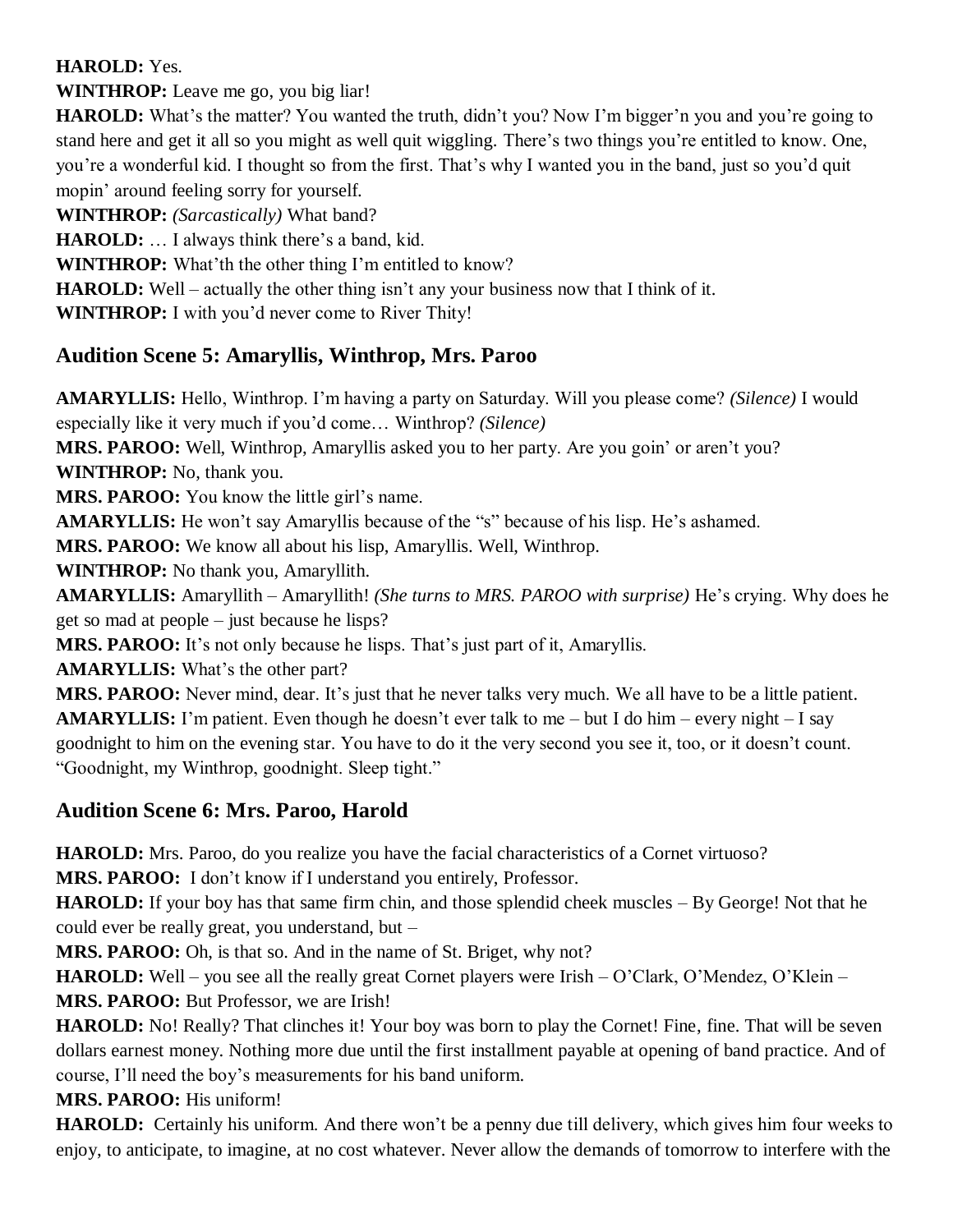**HAROLD:** Yes.

**WINTHROP:** Leave me go, you big liar!

**HAROLD:** What's the matter? You wanted the truth, didn't you? Now I'm bigger'n you and you're going to stand here and get it all so you might as well quit wiggling. There's two things you're entitled to know. One, you're a wonderful kid. I thought so from the first. That's why I wanted you in the band, just so you'd quit mopin' around feeling sorry for yourself.

**WINTHROP:** *(Sarcastically)* What band?

**HAROLD:** … I always think there's a band, kid.

**WINTHROP:** What'th the other thing I'm entitled to know?

**HAROLD:** Well – actually the other thing isn't any your business now that I think of it.

**WINTHROP:** I with you'd never come to River Thity!

## Audition Scene 5: Amaryllis, Winthrop, Mrs. Paroo

**AMARYLLIS:** Hello, Winthrop. I'm having a party on Saturday. Will you please come? *(Silence)* I would especially like it very much if you'd come… Winthrop? *(Silence)*

**MRS. PAROO:** Well, Winthrop, Amaryllis asked you to her party. Are you goin' or aren't you?

**WINTHROP:** No, thank you.

**MRS. PAROO:** You know the little girl's name.

**AMARYLLIS:** He won't say Amaryllis because of the "s" because of his lisp. He's ashamed.

**MRS. PAROO:** We know all about his lisp, Amaryllis. Well, Winthrop.

**WINTHROP:** No thank you, Amaryllith.

**AMARYLLIS:** Amaryllith – Amaryllith! *(She turns to MRS. PAROO with surprise)* He's crying. Why does he get so mad at people – just because he lisps?

**MRS. PAROO:** It's not only because he lisps. That's just part of it, Amaryllis.

**AMARYLLIS:** What's the other part?

**MRS. PAROO:** Never mind, dear. It's just that he never talks very much. We all have to be a little patient.

**AMARYLLIS:** I'm patient. Even though he doesn't ever talk to me – but I do him – every night – I say goodnight to him on the evening star. You have to do it the very second you see it, too, or it doesn't count. "Goodnight, my Winthrop, goodnight. Sleep tight."

## Audition Scene 6: Mrs. Paroo, Harold

**HAROLD:** Mrs. Paroo, do you realize you have the facial characteristics of a Cornet virtuoso?

**MRS. PAROO:** I don't know if I understand you entirely, Professor.

**HAROLD:** If your boy has that same firm chin, and those splendid cheek muscles – By George! Not that he could ever be really great, you understand, but –

**MRS. PAROO:** Oh, is that so. And in the name of St. Briget, why not?

**HAROLD:** Well – you see all the really great Cornet players were Irish – O'Clark, O'Mendez, O'Klein –

**MRS. PAROO:** But Professor, we are Irish!

**HAROLD:** No! Really? That clinches it! Your boy was born to play the Cornet! Fine, fine. That will be seven dollars earnest money. Nothing more due until the first installment payable at opening of band practice. And of course, I'll need the boy's measurements for his band uniform.

**MRS. PAROO:** His uniform!

**HAROLD:** Certainly his uniform. And there won't be a penny due till delivery, which gives him four weeks to enjoy, to anticipate, to imagine, at no cost whatever. Never allow the demands of tomorrow to interfere with the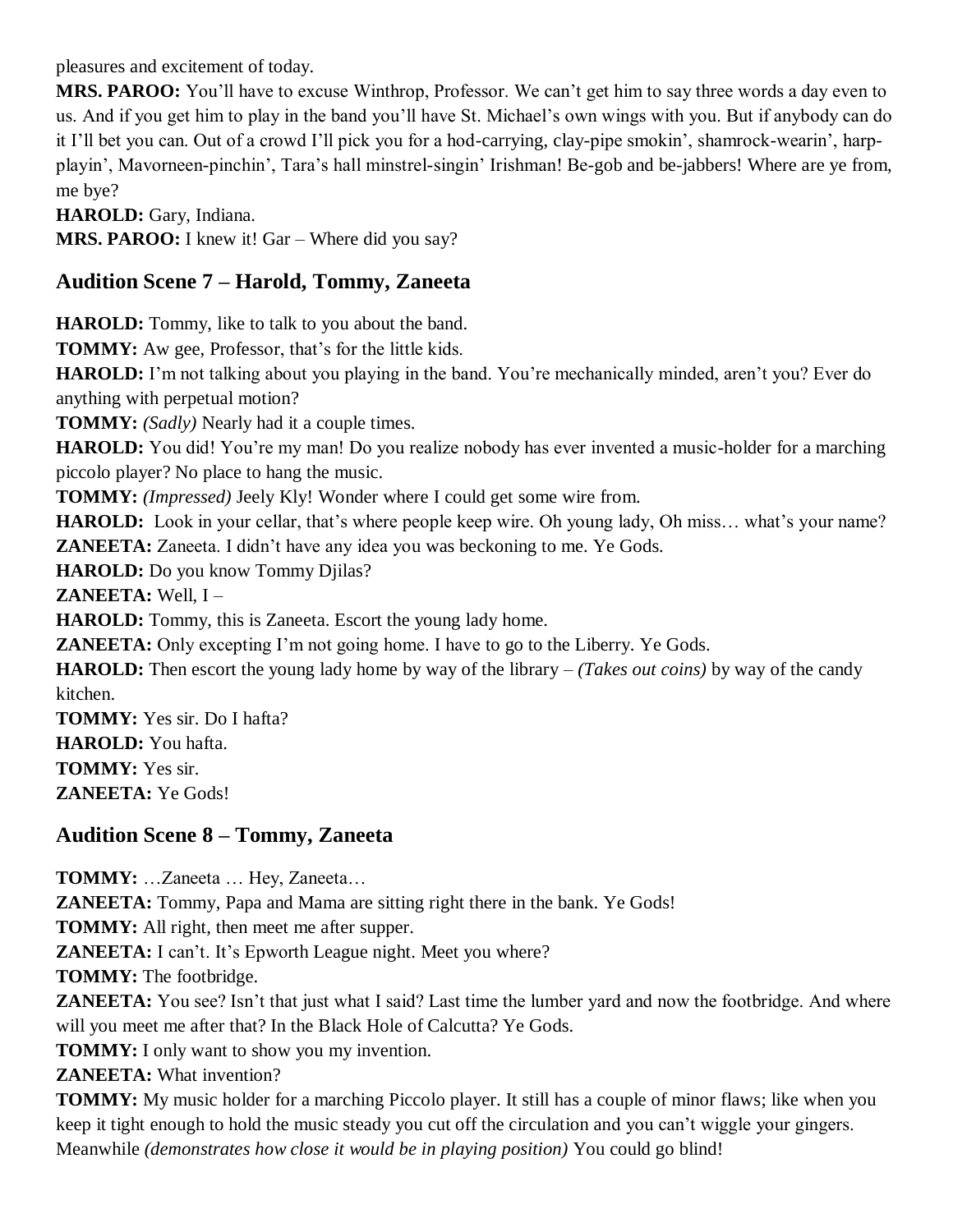pleasures and excitement of today.

**MRS. PAROO:** You'll have to excuse Winthrop, Professor. We can't get him to say three words a day even to us. And if you get him to play in the band you'll have St. Michael's own wings with you. But if anybody can do it I'll bet you can. Out of a crowd I'll pick you for a hod-carrying, clay-pipe smokin', shamrock-wearin', harp-playin', Mavorneen-pinchin', Tara's hall minstrel-singin' Irishman! Be-gob and be-jabbers! Where are ye from, me bye?

**HAROLD:** Gary, Indiana.

**MRS. PAROO:** I knew it! Gar – Where did you say?

## Audition Scene 7 – Harold, Tommy, Zaneeta

**HAROLD:** Tommy, like to talk to you about the band.

**TOMMY:** Aw gee, Professor, that's for the little kids.

**HAROLD:** I'm not talking about you playing in the band. You're mechanically minded, aren't you? Ever do anything with perpetual motion?

**TOMMY:** *(Sadly)* Nearly had it a couple times.

**HAROLD:** You did! You're my man! Do you realize nobody has ever invented a music-holder for a marching piccolo player? No place to hang the music.

**TOMMY:** *(Impressed)* Jeely Kly! Wonder where I could get some wire from.

**HAROLD:** Look in your cellar, that's where people keep wire. Oh young lady, Oh miss… what's your name?

**ZANEETA:** Zaneeta. I didn't have any idea you was beckoning to me. Ye Gods.

**HAROLD:** Do you know Tommy Djilas?

**ZANEETA:** Well, I –

**HAROLD:** Tommy, this is Zaneeta. Escort the young lady home.

**ZANEETA:** Only excepting I'm not going home. I have to go to the Liberry. Ye Gods.

**HAROLD:** Then escort the young lady home by way of the library – *(Takes out coins)* by way of the candy kitchen.

**TOMMY:** Yes sir. Do I hafta?

**HAROLD:** You hafta.

**TOMMY:** Yes sir.

**ZANEETA:** Ye Gods!

## Audition Scene 8 – Tommy, Zaneeta

**TOMMY:** …Zaneeta … Hey, Zaneeta…

**ZANEETA:** Tommy, Papa and Mama are sitting right there in the bank. Ye Gods!

**TOMMY:** All right, then meet me after supper.

**ZANEETA:** I can't. It's Epworth League night. Meet you where?

**TOMMY:** The footbridge.

**ZANEETA:** You see? Isn't that just what I said? Last time the lumber yard and now the footbridge. And where will you meet me after that? In the Black Hole of Calcutta? Ye Gods.

**TOMMY:** I only want to show you my invention.

**ZANEETA:** What invention?

**TOMMY:** My music holder for a marching Piccolo player. It still has a couple of minor flaws; like when you keep it tight enough to hold the music steady you cut off the circulation and you can't wiggle your gingers. Meanwhile *(demonstrates how close it would be in playing position)* You could go blind!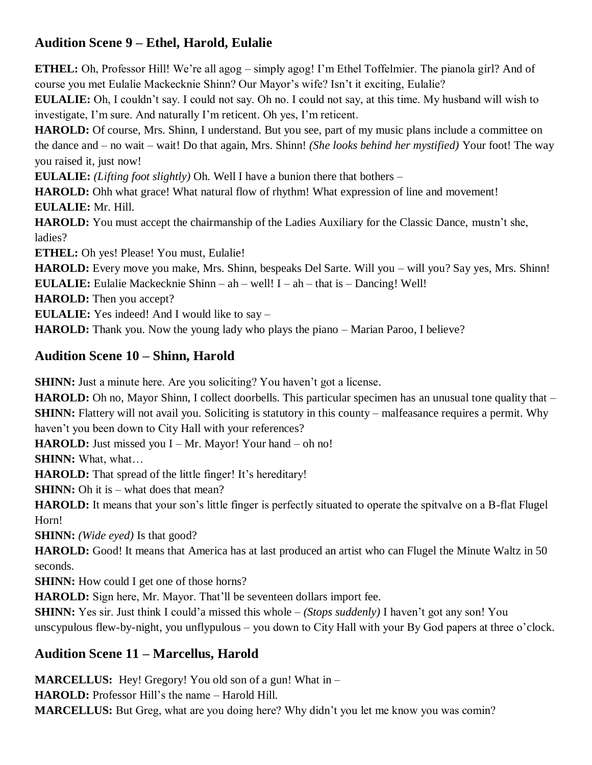## Audition Scene 9 – Ethel, Harold, Eulalie

**ETHEL:** Oh, Professor Hill! We're all agog – simply agog! I'm Ethel Toffelmier. The pianola girl? And of course you met Eulalie Mackecknie Shinn? Our Mayor's wife? Isn't it exciting, Eulalie?

**EULALIE:** Oh, I couldn't say. I could not say. Oh no. I could not say, at this time. My husband will wish to investigate, I'm sure. And naturally I'm reticent. Oh yes, I'm reticent.

**HAROLD:** Of course, Mrs. Shinn, I understand. But you see, part of my music plans include a committee on the dance and – no wait – wait! Do that again, Mrs. Shinn! *(She looks behind her mystified)* Your foot! The way you raised it, just now!

**EULALIE:** *(Lifting foot slightly)* Oh. Well I have a bunion there that bothers –

**HAROLD:** Ohh what grace! What natural flow of rhythm! What expression of line and movement!

**EULALIE:** Mr. Hill.

**HAROLD:** You must accept the chairmanship of the Ladies Auxiliary for the Classic Dance, mustn't she, ladies?

**ETHEL:** Oh yes! Please! You must, Eulalie!

**HAROLD:** Every move you make, Mrs. Shinn, bespeaks Del Sarte. Will you – will you? Say yes, Mrs. Shinn!

**EULALIE:** Eulalie Mackecknie Shinn – ah – well! I – ah – that is – Dancing! Well!

**HAROLD:** Then you accept?

**EULALIE:** Yes indeed! And I would like to say –

**HAROLD:** Thank you. Now the young lady who plays the piano – Marian Paroo, I believe?

## Audition Scene 10 – Shinn, Harold

**SHINN:** Just a minute here. Are you soliciting? You haven't got a license.

**HAROLD:** Oh no, Mayor Shinn, I collect doorbells. This particular specimen has an unusual tone quality that –

**SHINN:** Flattery will not avail you. Soliciting is statutory in this county – malfeasance requires a permit. Why haven't you been down to City Hall with your references?

**HAROLD:** Just missed you I – Mr. Mayor! Your hand – oh no!

**SHINN:** What, what…

**HAROLD:** That spread of the little finger! It's hereditary!

**SHINN:** Oh it is – what does that mean?

**HAROLD:** It means that your son's little finger is perfectly situated to operate the spitvalve on a B-flat Flugel Horn!

**SHINN:** *(Wide eyed)* Is that good?

**HAROLD:** Good! It means that America has at last produced an artist who can Flugel the Minute Waltz in 50 seconds.

**SHINN:** How could I get one of those horns?

**HAROLD:** Sign here, Mr. Mayor. That'll be seventeen dollars import fee.

**SHINN:** Yes sir. Just think I could'a missed this whole – *(Stops suddenly)* I haven't got any son! You unscypulous flew-by-night, you unflypulous – you down to City Hall with your By God papers at three o'clock.

## Audition Scene 11 – Marcellus, Harold

**MARCELLUS:** Hey! Gregory! You old son of a gun! What in –

**HAROLD:** Professor Hill's the name – Harold Hill.

**MARCELLUS:** But Greg, what are you doing here? Why didn't you let me know you was comin?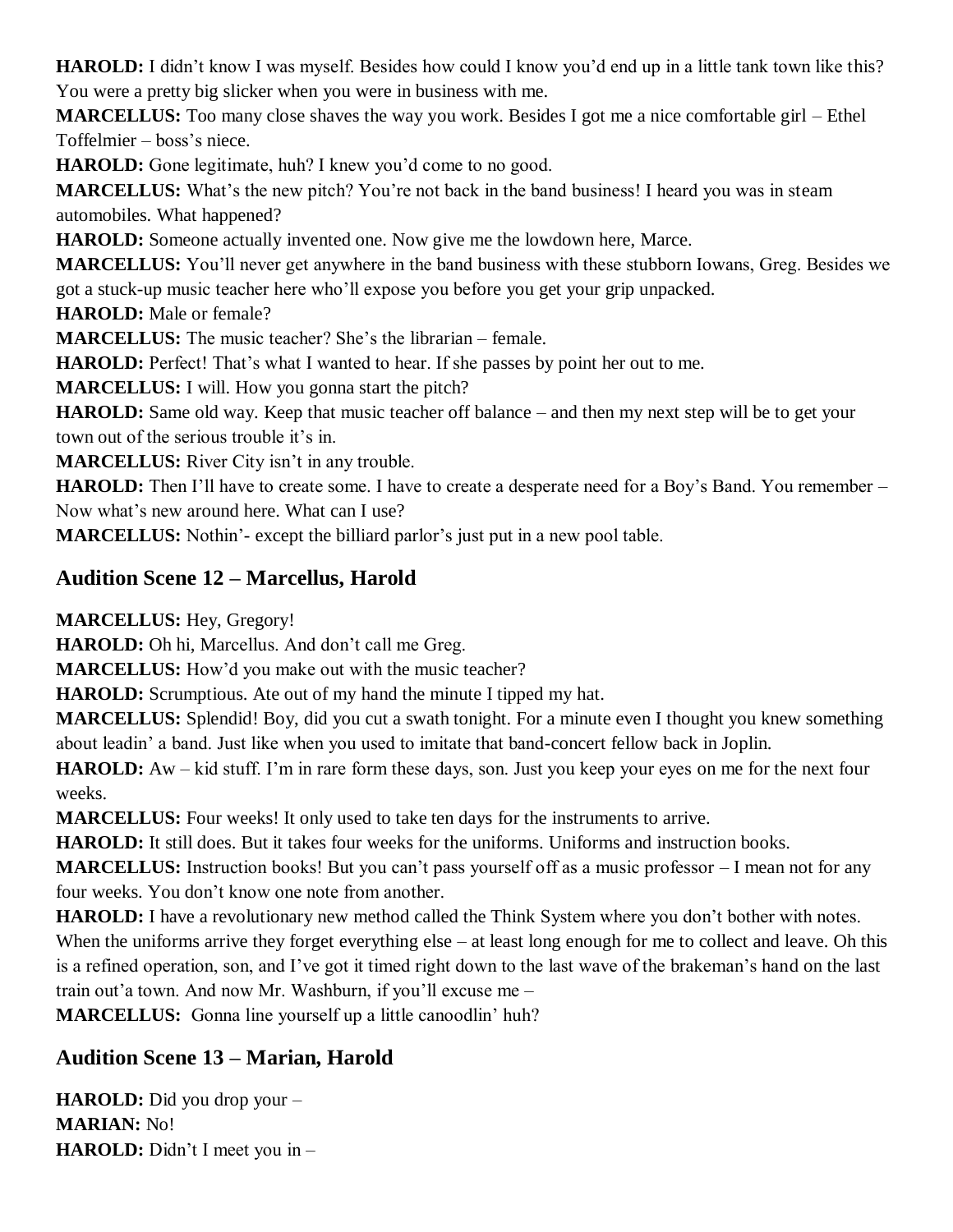**HAROLD:** I didn't know I was myself. Besides how could I know you'd end up in a little tank town like this? You were a pretty big slicker when you were in business with me.

**MARCELLUS:** Too many close shaves the way you work. Besides I got me a nice comfortable girl – Ethel Toffelmier – boss's niece.

**HAROLD:** Gone legitimate, huh? I knew you'd come to no good.

**MARCELLUS:** What's the new pitch? You're not back in the band business! I heard you was in steam automobiles. What happened?

**HAROLD:** Someone actually invented one. Now give me the lowdown here, Marce.

**MARCELLUS:** You'll never get anywhere in the band business with these stubborn Iowans, Greg. Besides we got a stuck-up music teacher here who'll expose you before you get your grip unpacked.

**HAROLD:** Male or female?

**MARCELLUS:** The music teacher? She's the librarian – female.

**HAROLD:** Perfect! That's what I wanted to hear. If she passes by point her out to me.

**MARCELLUS:** I will. How you gonna start the pitch?

**HAROLD:** Same old way. Keep that music teacher off balance – and then my next step will be to get your town out of the serious trouble it's in.

**MARCELLUS:** River City isn't in any trouble.

**HAROLD:** Then I'll have to create some. I have to create a desperate need for a Boy's Band. You remember – Now what's new around here. What can I use?

**MARCELLUS:** Nothin'- except the billiard parlor's just put in a new pool table.

## Audition Scene 12 – Marcellus, Harold

**MARCELLUS:** Hey, Gregory!

**HAROLD:** Oh hi, Marcellus. And don't call me Greg.

**MARCELLUS:** How'd you make out with the music teacher?

**HAROLD:** Scrumptious. Ate out of my hand the minute I tipped my hat.

**MARCELLUS:** Splendid! Boy, did you cut a swath tonight. For a minute even I thought you knew something about leadin' a band. Just like when you used to imitate that band-concert fellow back in Joplin.

**HAROLD:** Aw – kid stuff. I'm in rare form these days, son. Just you keep your eyes on me for the next four weeks.

**MARCELLUS:** Four weeks! It only used to take ten days for the instruments to arrive.

**HAROLD:** It still does. But it takes four weeks for the uniforms. Uniforms and instruction books.

**MARCELLUS:** Instruction books! But you can't pass yourself off as a music professor – I mean not for any four weeks. You don't know one note from another.

**HAROLD:** I have a revolutionary new method called the Think System where you don't bother with notes. When the uniforms arrive they forget everything else – at least long enough for me to collect and leave. Oh this is a refined operation, son, and I've got it timed right down to the last wave of the brakeman's hand on the last train out'a town. And now Mr. Washburn, if you'll excuse me –

**MARCELLUS:** Gonna line yourself up a little canoodlin' huh?

## Audition Scene 13 – Marian, Harold

**HAROLD:** Did you drop your –

**MARIAN:** No!

**HAROLD:** Didn't I meet you in –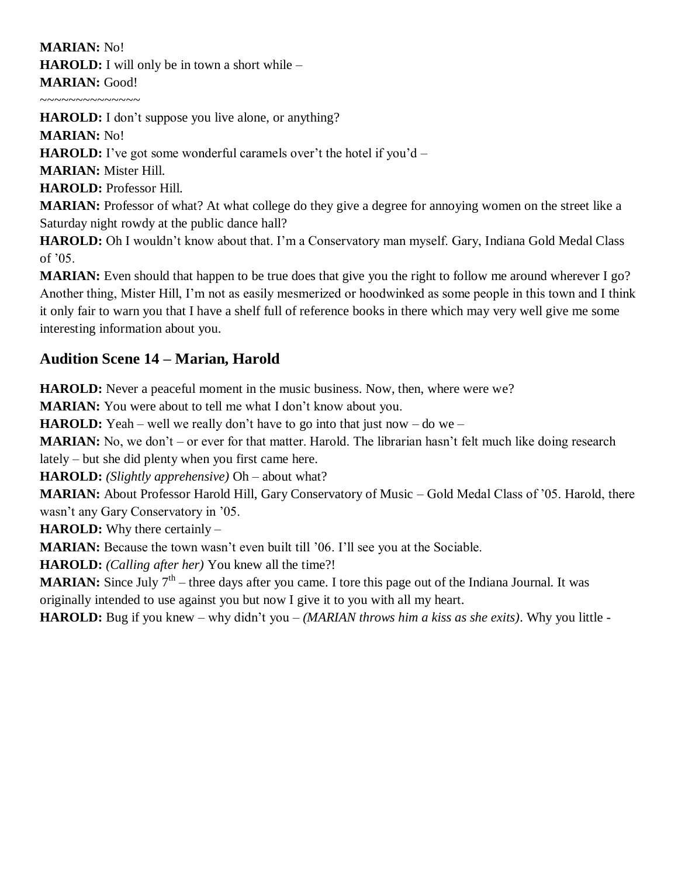**MARIAN:** No!

**HAROLD:** I will only be in town a short while –

**MARIAN:** Good!

~~~~~~~~~~~~~~

**HAROLD:** I don't suppose you live alone, or anything?

**MARIAN:** No!

**HAROLD:** I've got some wonderful caramels over't the hotel if you'd –

**MARIAN:** Mister Hill.

**HAROLD:** Professor Hill.

**MARIAN:** Professor of what? At what college do they give a degree for annoying women on the street like a Saturday night rowdy at the public dance hall?

**HAROLD:** Oh I wouldn't know about that. I'm a Conservatory man myself. Gary, Indiana Gold Medal Class of '05.

**MARIAN:** Even should that happen to be true does that give you the right to follow me around wherever I go? Another thing, Mister Hill, I'm not as easily mesmerized or hoodwinked as some people in this town and I think it only fair to warn you that I have a shelf full of reference books in there which may very well give me some interesting information about you.

## Audition Scene 14 – Marian, Harold

**HAROLD:** Never a peaceful moment in the music business. Now, then, where were we?

**MARIAN:** You were about to tell me what I don't know about you.

**HAROLD:** Yeah – well we really don't have to go into that just now – do we –

**MARIAN:** No, we don't – or ever for that matter. Harold. The librarian hasn't felt much like doing research lately – but she did plenty when you first came here.

**HAROLD:** *(Slightly apprehensive)* Oh – about what?

**MARIAN:** About Professor Harold Hill, Gary Conservatory of Music – Gold Medal Class of '05. Harold, there wasn't any Gary Conservatory in '05.

**HAROLD:** Why there certainly –

**MARIAN:** Because the town wasn't even built till '06. I'll see you at the Sociable.

**HAROLD:** *(Calling after her)* You knew all the time?!

**MARIAN:** Since July 7th – three days after you came. I tore this page out of the Indiana Journal. It was originally intended to use against you but now I give it to you with all my heart.

**HAROLD:** Bug if you knew – why didn't you – *(MARIAN throws him a kiss as she exits)*. Why you little -